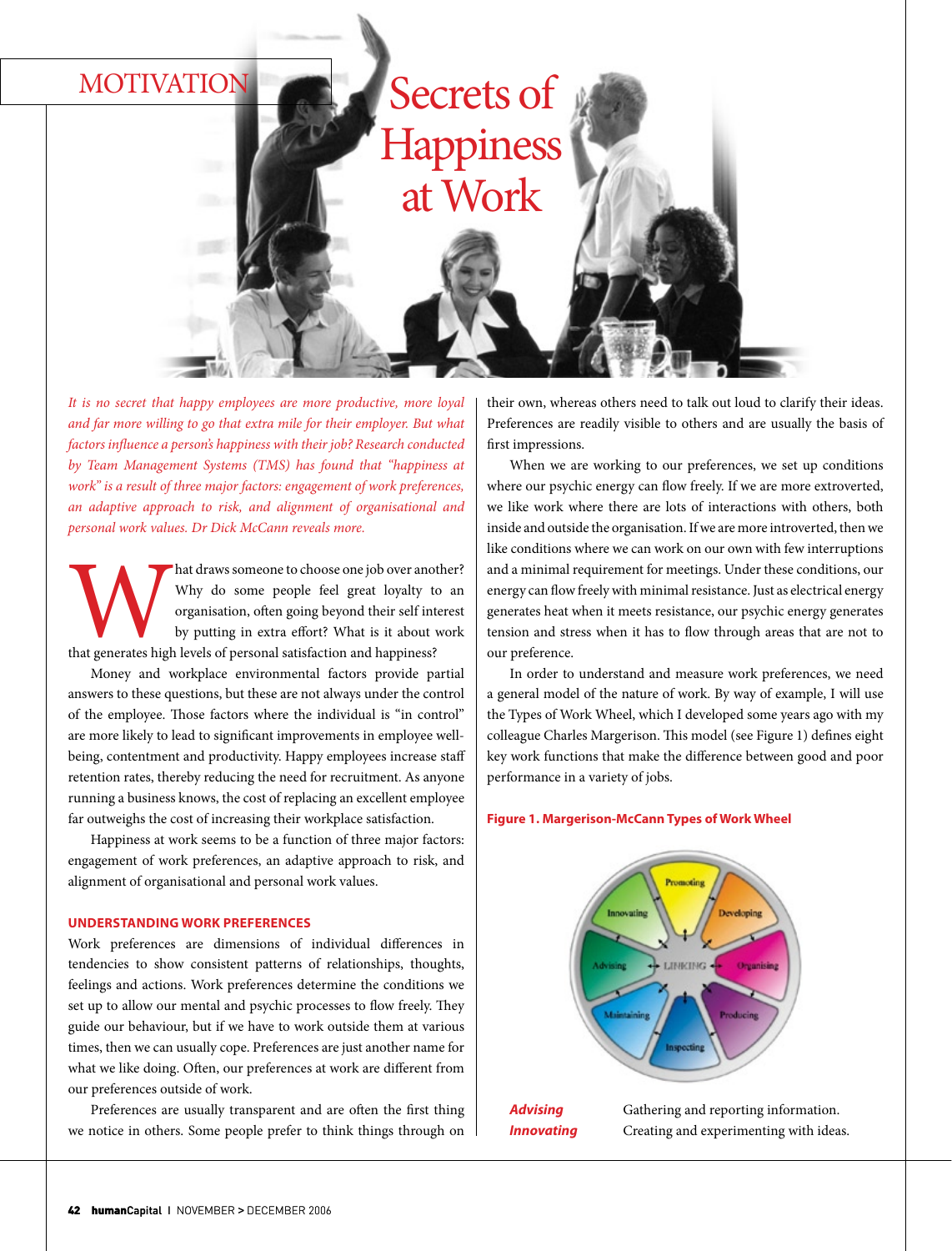MOTIVATION

# Secrets of Happiness at Work

*It is no secret that happy employees are more productive, more loyal and far more willing to go that extra mile for their employer. But what factors influence a person's happiness with their job? Research conducted by Team Management Systems (TMS) has found that "happiness at work" is a result of three major factors: engagement of work preferences, an adaptive approach to risk, and alignment of organisational and personal work values. Dr Dick McCann reveals more.*

What draws someone to choose one job over another? Why do some people feel great loyalty to an organisation, often going beyond their self interest by putting in extra effort? What is it about work that generates high levels of personal satisfaction and happiness?

Money and workplace environmental factors provide partial answers to these questions, but these are not always under the control of the employee. Those factors where the individual is "in control" are more likely to lead to significant improvements in employee well-being, contentment and productivity. Happy employees increase staff retention rates, thereby reducing the need for recruitment. As anyone running a business knows, the cost of replacing an excellent employee far outweighs the cost of increasing their workplace satisfaction.

Happiness at work seems to be a function of three major factors: engagement of work preferences, an adaptive approach to risk, and alignment of organisational and personal work values.

## UNDERSTANDING WORK PREFERENCES

Work preferences are dimensions of individual differences in tendencies to show consistent patterns of relationships, thoughts, feelings and actions. Work preferences determine the conditions we set up to allow our mental and psychic processes to flow freely. They guide our behaviour, but if we have to work outside them at various times, then we can usually cope. Preferences are just another name for what we like doing. Often, our preferences at work are different from our preferences outside of work.

Preferences are usually transparent and are often the first thing we notice in others. Some people prefer to think things through on their own, whereas others need to talk out loud to clarify their ideas. Preferences are readily visible to others and are usually the basis of first impressions.

When we are working to our preferences, we set up conditions where our psychic energy can flow freely. If we are more extroverted, we like work where there are lots of interactions with others, both inside and outside the organisation. If we are more introverted, then we like conditions where we can work on our own with few interruptions and a minimal requirement for meetings. Under these conditions, our energy can flow freely with minimal resistance. Just as electrical energy generates heat when it meets resistance, our psychic energy generates tension and stress when it has to flow through areas that are not to our preference.

In order to understand and measure work preferences, we need a general model of the nature of work. By way of example, I will use the Types of Work Wheel, which I developed some years ago with my colleague Charles Margerison. This model (see Figure 1) defines eight key work functions that make the difference between good and poor performance in a variety of jobs.

**Figure 1. Margerison-McCann Types of Work Wheel**

| | |
|---|---|
| ***Advising*** | Gathering and reporting information. |
| ***Innovating*** | Creating and experimenting with ideas. |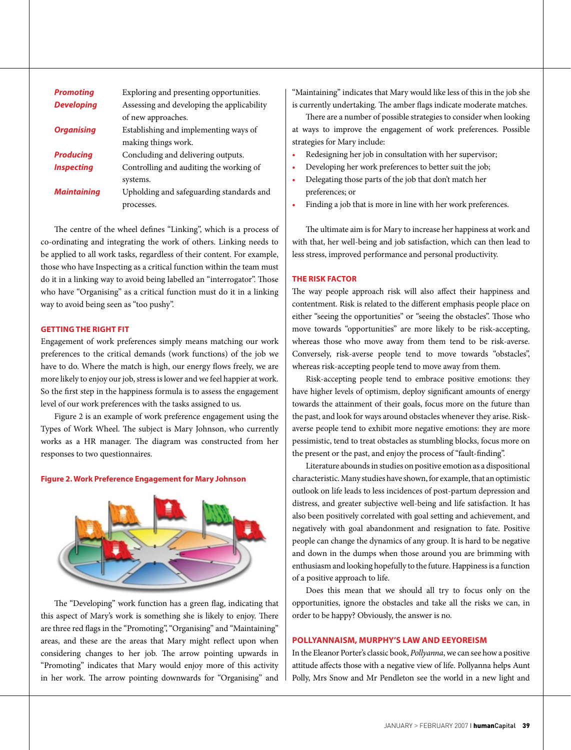| | |
|---|---|
| ***Promoting*** | Exploring and presenting opportunities. |
| ***Developing*** | Assessing and developing the applicability of new approaches. |
| ***Organising*** | Establishing and implementing ways of making things work. |
| ***Producing*** | Concluding and delivering outputs. |
| ***Inspecting*** | Controlling and auditing the working of systems. |
| ***Maintaining*** | Upholding and safeguarding standards and processes. |

The centre of the wheel defines "Linking", which is a process of co-ordinating and integrating the work of others. Linking needs to be applied to all work tasks, regardless of their content. For example, those who have Inspecting as a critical function within the team must do it in a linking way to avoid being labelled an "interrogator". Those who have "Organising" as a critical function must do it in a linking way to avoid being seen as "too pushy".

## GETTING THE RIGHT FIT

Engagement of work preferences simply means matching our work preferences to the critical demands (work functions) of the job we have to do. Where the match is high, our energy flows freely, we are more likely to enjoy our job, stress is lower and we feel happier at work. So the first step in the happiness formula is to assess the engagement level of our work preferences with the tasks assigned to us.

Figure 2 is an example of work preference engagement using the Types of Work Wheel. The subject is Mary Johnson, who currently works as a HR manager. The diagram was constructed from her responses to two questionnaires.

**Figure 2. Work Preference Engagement for Mary Johnson**

The "Developing" work function has a green flag, indicating that this aspect of Mary's work is something she is likely to enjoy. There are three red flags in the "Promoting", "Organising" and "Maintaining" areas, and these are the areas that Mary might reflect upon when considering changes to her job. The arrow pointing upwards in "Promoting" indicates that Mary would enjoy more of this activity in her work. The arrow pointing downwards for "Organising" and "Maintaining" indicates that Mary would like less of this in the job she is currently undertaking. The amber flags indicate moderate matches.

There are a number of possible strategies to consider when looking at ways to improve the engagement of work preferences. Possible strategies for Mary include:

- Redesigning her job in consultation with her supervisor;
- Developing her work preferences to better suit the job;
- Delegating those parts of the job that don't match her preferences; or
- Finding a job that is more in line with her work preferences.

The ultimate aim is for Mary to increase her happiness at work and with that, her well-being and job satisfaction, which can then lead to less stress, improved performance and personal productivity.

## THE RISK FACTOR

The way people approach risk will also affect their happiness and contentment. Risk is related to the different emphasis people place on either "seeing the opportunities" or "seeing the obstacles". Those who move towards "opportunities" are more likely to be risk-accepting, whereas those who move away from them tend to be risk-averse. Conversely, risk-averse people tend to move towards "obstacles", whereas risk-accepting people tend to move away from them.

Risk-accepting people tend to embrace positive emotions: they have higher levels of optimism, deploy significant amounts of energy towards the attainment of their goals, focus more on the future than the past, and look for ways around obstacles whenever they arise. Risk-averse people tend to exhibit more negative emotions: they are more pessimistic, tend to treat obstacles as stumbling blocks, focus more on the present or the past, and enjoy the process of "fault-finding".

Literature abounds in studies on positive emotion as a dispositional characteristic. Many studies have shown, for example, that an optimistic outlook on life leads to less incidences of post-partum depression and distress, and greater subjective well-being and life satisfaction. It has also been positively correlated with goal setting and achievement, and negatively with goal abandonment and resignation to fate. Positive people can change the dynamics of any group. It is hard to be negative and down in the dumps when those around you are brimming with enthusiasm and looking hopefully to the future. Happiness is a function of a positive approach to life.

Does this mean that we should all try to focus only on the opportunities, ignore the obstacles and take all the risks we can, in order to be happy? Obviously, the answer is no.

## POLLYANNAISM, MURPHY'S LAW AND EEYOREISM

In the Eleanor Porter's classic book, *Pollyanna*, we can see how a positive attitude affects those with a negative view of life. Pollyanna helps Aunt Polly, Mrs Snow and Mr Pendleton see the world in a new light and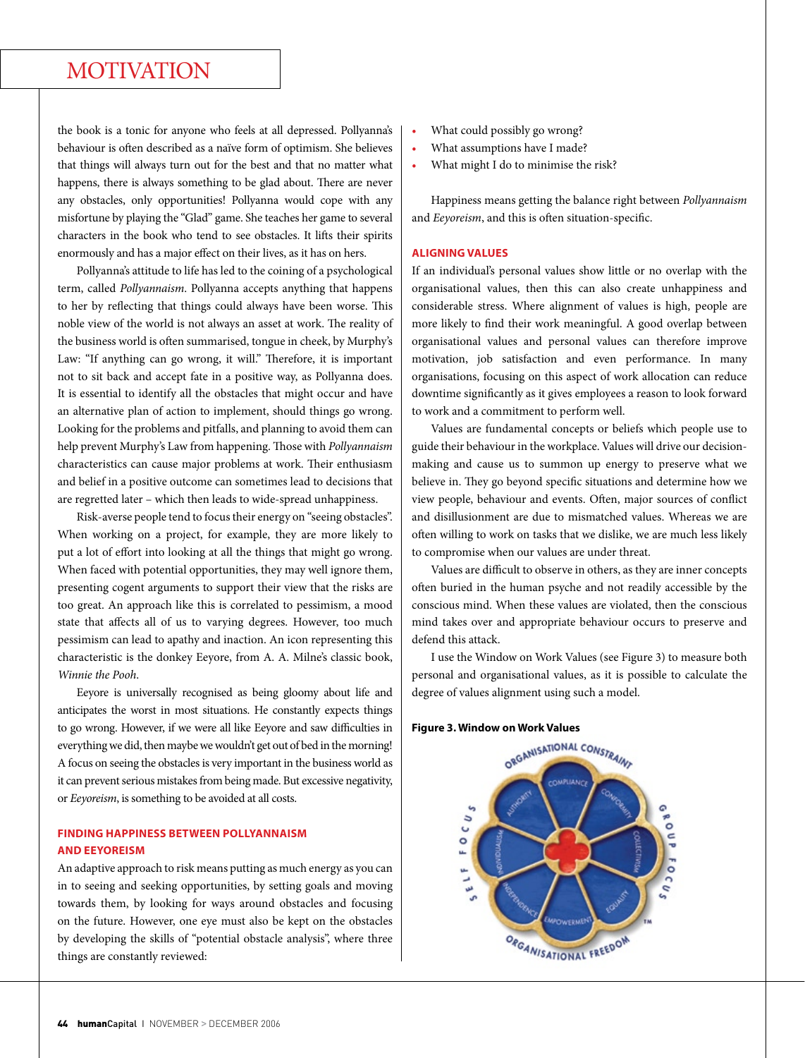the book is a tonic for anyone who feels at all depressed. Pollyanna's behaviour is often described as a naïve form of optimism. She believes that things will always turn out for the best and that no matter what happens, there is always something to be glad about. There are never any obstacles, only opportunities! Pollyanna would cope with any misfortune by playing the "Glad" game. She teaches her game to several characters in the book who tend to see obstacles. It lifts their spirits enormously and has a major effect on their lives, as it has on hers.

Pollyanna's attitude to life has led to the coining of a psychological term, called *Pollyannaism*. Pollyanna accepts anything that happens to her by reflecting that things could always have been worse. This noble view of the world is not always an asset at work. The reality of the business world is often summarised, tongue in cheek, by Murphy's Law: "If anything can go wrong, it will." Therefore, it is important not to sit back and accept fate in a positive way, as Pollyanna does. It is essential to identify all the obstacles that might occur and have an alternative plan of action to implement, should things go wrong. Looking for the problems and pitfalls, and planning to avoid them can help prevent Murphy's Law from happening. Those with *Pollyannaism* characteristics can cause major problems at work. Their enthusiasm and belief in a positive outcome can sometimes lead to decisions that are regretted later – which then leads to wide-spread unhappiness.

Risk-averse people tend to focus their energy on "seeing obstacles". When working on a project, for example, they are more likely to put a lot of effort into looking at all the things that might go wrong. When faced with potential opportunities, they may well ignore them, presenting cogent arguments to support their view that the risks are too great. An approach like this is correlated to pessimism, a mood state that affects all of us to varying degrees. However, too much pessimism can lead to apathy and inaction. An icon representing this characteristic is the donkey Eeyore, from A. A. Milne's classic book, *Winnie the Pooh*.

Eeyore is universally recognised as being gloomy about life and anticipates the worst in most situations. He constantly expects things to go wrong. However, if we were all like Eeyore and saw difficulties in everything we did, then maybe we wouldn't get out of bed in the morning! A focus on seeing the obstacles is very important in the business world as it can prevent serious mistakes from being made. But excessive negativity, or *Eeyoreism*, is something to be avoided at all costs.

## FINDING HAPPINESS BETWEEN POLLYANNAISM AND EEYOREISM

An adaptive approach to risk means putting as much energy as you can in to seeing and seeking opportunities, by setting goals and moving towards them, by looking for ways around obstacles and focusing on the future. However, one eye must also be kept on the obstacles by developing the skills of "potential obstacle analysis", where three things are constantly reviewed:

- What could possibly go wrong?
- What assumptions have I made?
- What might I do to minimise the risk?

Happiness means getting the balance right between *Pollyannaism* and *Eeyoreism*, and this is often situation-specific.

## ALIGNING VALUES

If an individual's personal values show little or no overlap with the organisational values, then this can also create unhappiness and considerable stress. Where alignment of values is high, people are more likely to find their work meaningful. A good overlap between organisational values and personal values can therefore improve motivation, job satisfaction and even performance. In many organisations, focusing on this aspect of work allocation can reduce downtime significantly as it gives employees a reason to look forward to work and a commitment to perform well.

Values are fundamental concepts or beliefs which people use to guide their behaviour in the workplace. Values will drive our decision-making and cause us to summon up energy to preserve what we believe in. They go beyond specific situations and determine how we view people, behaviour and events. Often, major sources of conflict and disillusionment are due to mismatched values. Whereas we are often willing to work on tasks that we dislike, we are much less likely to compromise when our values are under threat.

Values are difficult to observe in others, as they are inner concepts often buried in the human psyche and not readily accessible by the conscious mind. When these values are violated, then the conscious mind takes over and appropriate behaviour occurs to preserve and defend this attack.

I use the Window on Work Values (see Figure 3) to measure both personal and organisational values, as it is possible to calculate the degree of values alignment using such a model.

**Figure 3. Window on Work Values**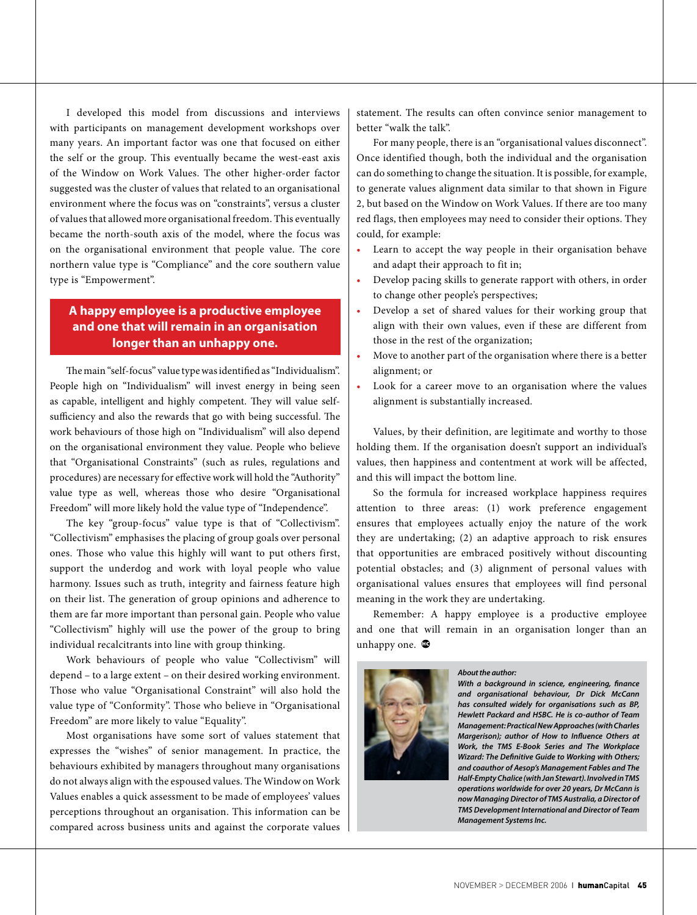I developed this model from discussions and interviews with participants on management development workshops over many years. An important factor was one that focused on either the self or the group. This eventually became the west-east axis of the Window on Work Values. The other higher-order factor suggested was the cluster of values that related to an organisational environment where the focus was on "constraints", versus a cluster of values that allowed more organisational freedom. This eventually became the north-south axis of the model, where the focus was on the organisational environment that people value. The core northern value type is "Compliance" and the core southern value type is "Empowerment".

**A happy employee is a productive employee and one that will remain in an organisation longer than an unhappy one.**

The main "self-focus" value type was identified as "Individualism". People high on "Individualism" will invest energy in being seen as capable, intelligent and highly competent. They will value self-sufficiency and also the rewards that go with being successful. The work behaviours of those high on "Individualism" will also depend on the organisational environment they value. People who believe that "Organisational Constraints" (such as rules, regulations and procedures) are necessary for effective work will hold the "Authority" value type as well, whereas those who desire "Organisational Freedom" will more likely hold the value type of "Independence".

The key "group-focus" value type is that of "Collectivism". "Collectivism" emphasises the placing of group goals over personal ones. Those who value this highly will want to put others first, support the underdog and work with loyal people who value harmony. Issues such as truth, integrity and fairness feature high on their list. The generation of group opinions and adherence to them are far more important than personal gain. People who value "Collectivism" highly will use the power of the group to bring individual recalcitrants into line with group thinking.

Work behaviours of people who value "Collectivism" will depend – to a large extent – on their desired working environment. Those who value "Organisational Constraint" will also hold the value type of "Conformity". Those who believe in "Organisational Freedom" are more likely to value "Equality".

Most organisations have some sort of values statement that expresses the "wishes" of senior management. In practice, the behaviours exhibited by managers throughout many organisations do not always align with the espoused values. The Window on Work Values enables a quick assessment to be made of employees' values perceptions throughout an organisation. This information can be compared across business units and against the corporate values statement. The results can often convince senior management to better "walk the talk".

For many people, there is an "organisational values disconnect". Once identified though, both the individual and the organisation can do something to change the situation. It is possible, for example, to generate values alignment data similar to that shown in Figure 2, but based on the Window on Work Values. If there are too many red flags, then employees may need to consider their options. They could, for example:

- Learn to accept the way people in their organisation behave and adapt their approach to fit in;
- Develop pacing skills to generate rapport with others, in order to change other people's perspectives;
- Develop a set of shared values for their working group that align with their own values, even if these are different from those in the rest of the organization;
- Move to another part of the organisation where there is a better alignment; or
- Look for a career move to an organisation where the values alignment is substantially increased.

Values, by their definition, are legitimate and worthy to those holding them. If the organisation doesn't support an individual's values, then happiness and contentment at work will be affected, and this will impact the bottom line.

So the formula for increased workplace happiness requires attention to three areas: (1) work preference engagement ensures that employees actually enjoy the nature of the work they are undertaking; (2) an adaptive approach to risk ensures that opportunities are embraced positively without discounting potential obstacles; and (3) alignment of personal values with organisational values ensures that employees will find personal meaning in the work they are undertaking.

Remember: A happy employee is a productive employee and one that will remain in an organisation longer than an unhappy one.

***About the author:***

***With a background in science, engineering, finance and organisational behaviour, Dr Dick McCann has consulted widely for organisations such as BP, Hewlett Packard and HSBC. He is co-author of Team Management: Practical New Approaches (with Charles Margerison); author of How to Influence Others at Work, the TMS E-Book Series and The Workplace Wizard: The Definitive Guide to Working with Others; and coauthor of Aesop's Management Fables and The Half-Empty Chalice (with Jan Stewart). Involved in TMS operations worldwide for over 20 years, Dr McCann is now Managing Director of TMS Australia, a Director of TMS Development International and Director of Team Management Systems Inc.***